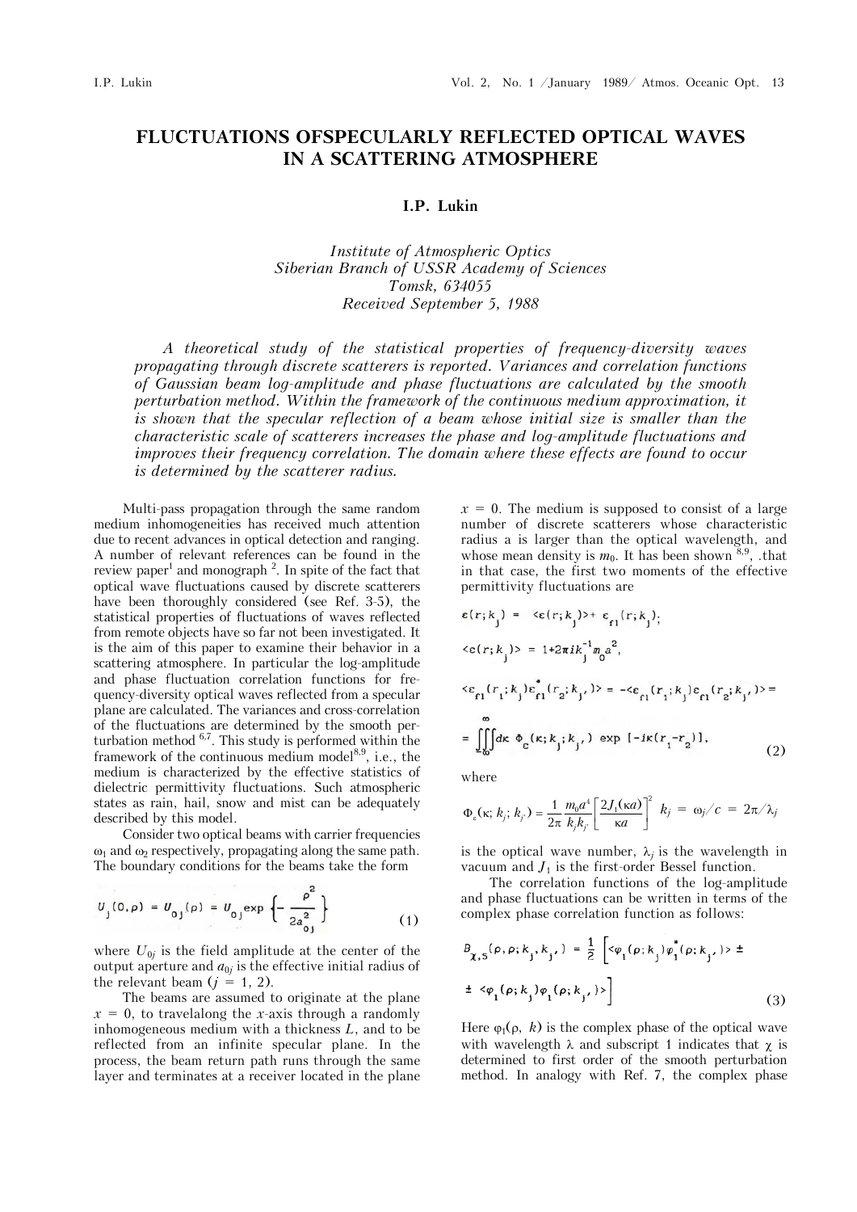# FLUCTUATIONS OFSPECULARLY REFLECTED OPTICAL WAVES IN A SCATTERING ATMOSPHERE

**I.P. Lukin**

*Institute of Atmospheric Optics*
*Siberian Branch of USSR Academy of Sciences*
*Tomsk, 634055*
*Received September 5, 1988*

*A theoretical study of the statistical properties of frequency-diversity waves propagating through discrete scatterers is reported. Variances and correlation functions of Gaussian beam log-amplitude and phase fluctuations are calculated by the smooth perturbation method. Within the framework of the continuous medium approximation, it is shown that the specular reflection of a beam whose initial size is smaller than the characteristic scale of scatterers increases the phase and log-amplitude fluctuations and improves their frequency correlation. The domain where these effects are found to occur is determined by the scatterer radius.*

Multi-pass propagation through the same random medium inhomogeneities has received much attention due to recent advances in optical detection and ranging. A number of relevant references can be found in the review paper[1] and monograph [2]. In spite of the fact that optical wave fluctuations caused by discrete scatterers have been thoroughly considered (see Ref. 3-5), the statistical properties of fluctuations of waves reflected from remote objects have so far not been investigated. It is the aim of this paper to examine their behavior in a scattering atmosphere. In particular the log-amplitude and phase fluctuation correlation functions for frequency-diversity optical waves reflected from a specular plane are calculated. The variances and cross-correlation of the fluctuations are determined by the smooth perturbation method [6,7]. This study is performed within the framework of the continuous medium model[8,9], i.e., the medium is characterized by the effective statistics of dielectric permittivity fluctuations. Such atmospheric states as rain, hail, snow and mist can be adequately described by this model.

Consider two optical beams with carrier frequencies $\omega_1$ and $\omega_2$ respectively, propagating along the same path. The boundary conditions for the beams take the form

$$U_j(0,\rho) = U_{0j}(\rho) = U_{0j}\exp\left\{-\frac{\rho^2}{2a_{0j}^2}\right\} \tag{1}$$

where $U_{0j}$ is the field amplitude at the center of the output aperture and $a_{0j}$ is the effective initial radius of the relevant beam ($j = 1, 2$).

The beams are assumed to originate at the plane $x = 0$, to travelalong the $x$-axis through a randomly inhomogeneous medium with a thickness $L$, and to be reflected from an infinite specular plane. In the process, the beam return path runs through the same layer and terminates at a receiver located in the plane $x = 0$. The medium is supposed to consist of a large number of discrete scatterers whose characteristic radius a is larger than the optical wavelength, and whose mean density is $m_0$. It has been shown [8,9], .that in that case, the first two moments of the effective permittivity fluctuations are

$$\varepsilon(r;k_j) = \langle\varepsilon(r;k_j)\rangle + \varepsilon_{f1}(r;k_j);$$

$$\langle\varepsilon(r;k_j)\rangle = 1 + 2\pi i k_j^{-1} m_0 a^2,$$

$$\langle\varepsilon_{f1}(r_1;k_j)\varepsilon^*_{f1}(r_2;k_{j'})\rangle = -\langle\varepsilon_{f1}(r_1;k_j)\varepsilon_{f1}(r_2;k_{j'})\rangle =$$

$$= \iiint\limits_{-\infty}^{\infty} d\kappa\; \Phi_\varepsilon(\kappa;k_j;k_{j'})\exp[-i\kappa(r_1-r_2)], \tag{2}$$

where

$$\Phi_\varepsilon(\kappa;k_j;k_{j'}) = \frac{1}{2\pi}\frac{m_0 a^4}{k_j k_{j'}}\left[\frac{2J_1(\kappa a)}{\kappa a}\right]^2 \quad k_j = \omega_j/c = 2\pi/\lambda_j$$

is the optical wave number, $\lambda_j$ is the wavelength in vacuum and $J_1$ is the first-order Bessel function.

The correlation functions of the log-amplitude and phase fluctuations can be written in terms of the complex phase correlation function as follows:

$$B_{\chi,S}(\rho,\rho;k_j,k_{j'}) = \frac{1}{2}\Big[\langle\varphi_1(\rho;k_j)\varphi_1^*(\rho;k_{j'})\rangle \pm$$

$$\pm \langle\varphi_1(\rho;k_j)\varphi_1(\rho;k_{j'})\rangle\Big] \tag{3}$$

Here $\varphi_1(\rho, k)$ is the complex phase of the optical wave with wavelength $\lambda$ and subscript 1 indicates that $\chi$ is determined to first order of the smooth perturbation method. In analogy with Ref. 7, the complex phase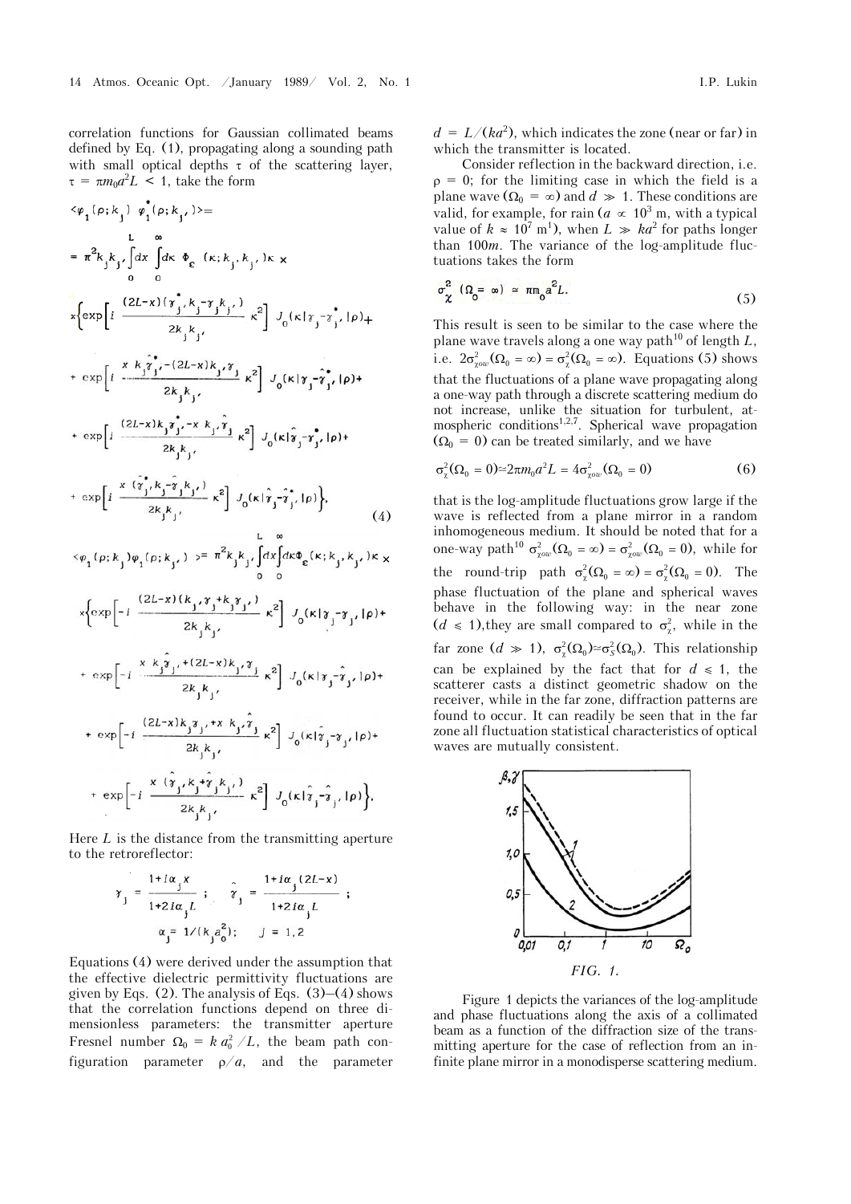correlation functions for Gaussian collimated beams defined by Eq. (1), propagating along a sounding path with small optical depths $\tau$ of the scattering layer, $\tau = \pi m_0 a^2 L < 1$, take the form

$$\langle \varphi_1(\rho;k_j)\,\varphi_1^*(\rho;k_{j'})\rangle = \pi^2 k_j k_{j'} \int_0^L dx \int_0^\infty d\kappa\, \Phi_\varepsilon(\kappa;k_j,k_{j'})\kappa \times$$

$$\times\Big\{\exp\Big[i\,\frac{(2L-x)(\gamma_{j'}^* k_j - \gamma_j k_{j'})}{2k_j k_{j'}}\kappa^2\Big] J_0(\kappa|\gamma_j-\gamma_{j'}^*|\rho) +$$

$$+\exp\Big[i\,\frac{x\,k_j\hat{\gamma}_{j'}^* - (2L-x)k_{j'}\gamma_j}{2k_j k_{j'}}\kappa^2\Big] J_0(\kappa|\gamma_j-\hat{\gamma}_{j'}^*|\rho) +$$

$$+\exp\Big[i\,\frac{(2L-x)k_j\gamma_{j'}^* - x\,k_{j'}\hat{\gamma}_j}{2k_j k_{j'}}\kappa^2\Big] J_0(\kappa|\hat{\gamma}_j-\gamma_{j'}^*|\rho) +$$

$$+\exp\Big[i\,\frac{x(\hat{\gamma}_{j'}^* k_j - \hat{\gamma}_j k_{j'})}{2k_j k_{j'}}\kappa^2\Big] J_0(\kappa|\hat{\gamma}_j-\hat{\gamma}_{j'}^*|\rho)\Big\}, \tag{4}$$

$$\langle \varphi_1(\rho;k_j)\,\varphi_1(\rho;k_{j'})\rangle = \pi^2 k_j k_{j'} \int_0^L dx \int_0^\infty d\kappa\, \Phi_\varepsilon(\kappa;k_j,k_{j'})\kappa \times$$

$$\times\Big\{\exp\Big[-i\,\frac{(2L-x)(k_{j'}\gamma_j + k_j\gamma_{j'})}{2k_j k_{j'}}\kappa^2\Big] J_0(\kappa|\gamma_j-\gamma_{j'}|\rho) +$$

$$+\exp\Big[-i\,\frac{x\,k_j\hat{\gamma}_{j'} + (2L-x)k_{j'}\gamma_j}{2k_j k_{j'}}\kappa^2\Big] J_0(\kappa|\gamma_j-\hat{\gamma}_{j'}|\rho) +$$

$$+\exp\Big[-i\,\frac{(2L-x)k_j\gamma_{j'} + x\,k_{j'}\hat{\gamma}_j}{2k_j k_{j'}}\kappa^2\Big] J_0(\kappa|\hat{\gamma}_j-\gamma_{j'}|\rho) +$$

$$+\exp\Big[-i\,\frac{x(\hat{\gamma}_{j'} k_j + \hat{\gamma}_j k_{j'})}{2k_j k_{j'}}\kappa^2\Big] J_0(\kappa|\hat{\gamma}_j-\hat{\gamma}_{j'}|\rho)\Big\},$$

Here $L$ is the distance from the transmitting aperture to the retroreflector:

$$\gamma_j = \frac{1+i\alpha_j x}{1+2i\alpha_j L}; \quad \hat{\gamma}_j = \frac{1+i\alpha_j(2L-x)}{1+2i\alpha_j L};$$

$$\alpha_j = 1/(k_j a_0^2); \quad j = 1,2$$

Equations (4) were derived under the assumption that the effective dielectric permittivity fluctuations are given by Eqs. (2). The analysis of Eqs. (3)–(4) shows that the correlation functions depend on three dimensionless parameters: the transmitter aperture Fresnel number $\Omega_0 = k\,a_0^2/L$, the beam path configuration parameter $\rho/a$, and the parameter $d = L/(ka^2)$, which indicates the zone (near or far) in which the transmitter is located.

Consider reflection in the backward direction, i.e. $\rho = 0$; for the limiting case in which the field is a plane wave ($\Omega_0 = \infty$) and $d \gg 1$. These conditions are valid, for example, for rain ($a \propto 10^3$ m, with a typical value of $k \approx 10^7$ m$^1$), when $L \gg ka^2$ for paths longer than 100$m$. The variance of the log-amplitude fluctuations takes the form

$$\sigma_\chi^2(\Omega_0 = \infty) \simeq \pi m_0 a^2 L. \tag{5}$$

This result is seen to be similar to the case where the plane wave travels along a one way path[10] of length $L$, i.e. $2\sigma_{\chi ow}^2(\Omega_0 = \infty) = \sigma_\chi^2(\Omega_0 = \infty)$. Equations (5) shows that the fluctuations of a plane wave propagating along a one-way path through a discrete scattering medium do not increase, unlike the situation for turbulent, atmospheric conditions[1,2,7]. Spherical wave propagation ($\Omega_0 = 0$) can be treated similarly, and we have

$$\sigma_\chi^2(\Omega_0 = 0) \simeq 2\pi m_0 a^2 L = 4\sigma_{\chi ow}^2(\Omega_0 = 0) \tag{6}$$

that is the log-amplitude fluctuations grow large if the wave is reflected from a plane mirror in a random inhomogeneous medium. It should be noted that for a one-way path[10] $\sigma_{\chi ow}^2(\Omega_0 = \infty) = \sigma_{\chi ow}^2(\Omega_0 = 0)$, while for the round-trip path $\sigma_\chi^2(\Omega_0 = \infty) = \sigma_\chi^2(\Omega_0 = 0)$. The phase fluctuation of the plane and spherical waves behave in the following way: in the near zone ($d \leqslant 1$), they are small compared to $\sigma_\chi^2$, while in the far zone ($d \gg 1$), $\sigma_\chi^2(\Omega_0) \simeq \sigma_S^2(\Omega_0)$. This relationship can be explained by the fact that for $d \leqslant 1$, the scatterer casts a distinct geometric shadow on the receiver, while in the far zone, diffraction patterns are found to occur. It can readily be seen that in the far zone all fluctuation statistical characteristics of optical waves are mutually consistent.

*FIG. 1.*

Figure 1 depicts the variances of the log-amplitude and phase fluctuations along the axis of a collimated beam as a function of the diffraction size of the transmitting aperture for the case of reflection from an infinite plane mirror in a monodisperse scattering medium.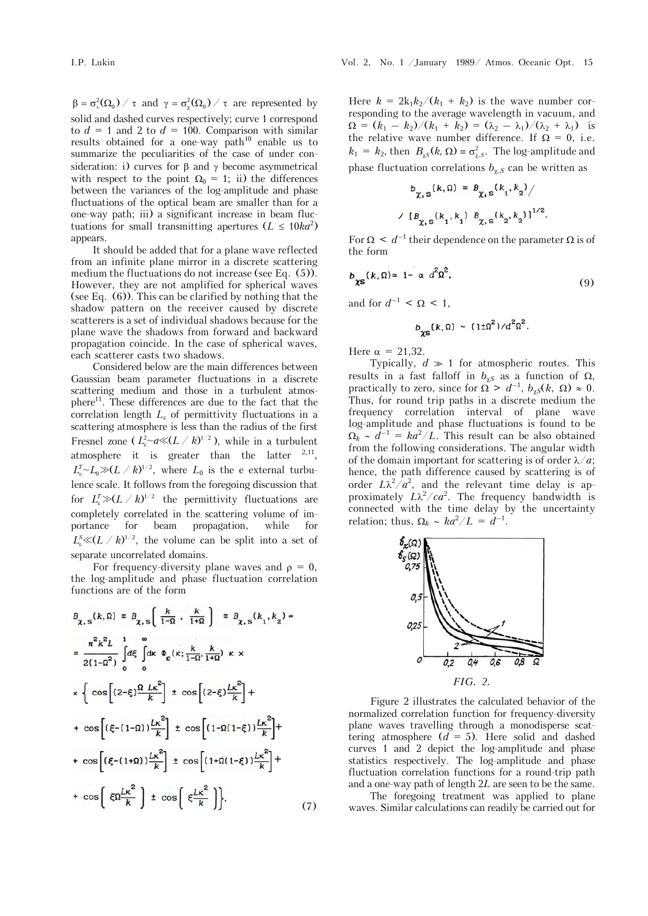$\beta = \sigma_s^2(\Omega_0)/\tau$ and $\gamma = \sigma_\chi^2(\Omega_0)/\tau$ are represented by solid and dashed curves respectively; curve 1 correspond to $d = 1$ and 2 to $d = 100$. Comparison with similar results obtained for a one-way path[10] enable us to summarize the peculiarities of the case of under consideration: i) curves for $\beta$ and $\gamma$ become asymmetrical with respect to the point $\Omega_0 = 1$; ii) the differences between the variances of the log-amplitude and phase fluctuations of the optical beam are smaller than for a one-way path; iii) a significant increase in beam fluctuations for small transmitting apertures ($L \le 10ka^2$) appears.

It should be added that for a plane wave reflected from an infinite plane mirror in a discrete scattering medium the fluctuations do not increase (see Eq. (5)). However, they are not amplified for spherical waves (see Eq. (6)). This can be clarified by nothing that the shadow pattern on the receiver caused by discrete scatterers is a set of individual shadows because for the plane wave the shadows from forward and backward propagation coincide. In the case of spherical waves, each scatterer casts two shadows.

Considered below are the main differences between Gaussian beam parameter fluctuations in a discrete scattering medium and those in a turbulent atmosphere[11]. These differences are due to the fact that the correlation length $L_\varepsilon$ of permittivity fluctuations in a scattering atmosphere is less than the radius of the first Fresnel zone ($L_\varepsilon^s \sim a \ll (L/k)^{1/2}$), while in a turbulent atmosphere it is greater than the latter [2,11], $L_\varepsilon^T \sim L_0 \gg (L/k)^{1/2}$, where $L_0$ is the e external turbulence scale. It follows from the foregoing discussion that for $L_\varepsilon^T \gg (L/k)^{1/2}$ the permittivity fluctuations are completely correlated in the scattering volume of importance for beam propagation, while for $L_\varepsilon^S \ll (L/k)^{1/2}$, the volume can be split into a set of separate uncorrelated domains.

For frequency-diversity plane waves and $\rho = 0$, the log-amplitude and phase fluctuation correlation functions are of the form

$$B_{\chi,S}(k,\Omega) \equiv B_{\chi,S}\left(\frac{k}{1-\Omega},\frac{k}{1+\Omega}\right) \equiv B_{\chi,S}(k_1,k_2) = \frac{\pi^2 k^2 L}{2(1-\Omega^2)} \int_0^1 d\xi \int_0^\infty d\kappa\, \Phi_\varepsilon\left(\kappa;\frac{k}{1-\Omega},\frac{k}{1+\Omega}\right) \kappa \times$$
$$\times \left\{ \cos\left[(2-\xi)\frac{\Omega L\kappa^2}{k}\right] \pm \cos\left[(2-\xi)\frac{L\kappa^2}{k}\right] + \cos\left[(\xi-(1-\Omega))\frac{L\kappa^2}{k}\right] \pm \cos\left[(1-\Omega(1-\xi))\frac{L\kappa^2}{k}\right] + \right.$$
$$\left. + \cos\left[(\xi-(1+\Omega))\frac{L\kappa^2}{k}\right] \pm \cos\left[(1+\Omega(1-\xi))\frac{L\kappa^2}{k}\right] + \cos\left(\xi\Omega\frac{L\kappa^2}{k}\right) \pm \cos\left(\xi\frac{L\kappa^2}{k}\right) \right\}, \qquad (7)$$

Here $k = 2k_1k_2/(k_1 + k_2)$ is the wave number corresponding to the average wavelength in vacuum, and $\Omega = (k_1 - k_2)/(k_1 + k_2) = (\lambda_2 - \lambda_1)/(\lambda_2 + \lambda_1)$ is the relative wave number difference. If $\Omega = 0$, i.e. $k_1 = k_2$, then $B_{\chi S}(k, \Omega) \equiv \sigma_{\chi,S}^2$. The log-amplitude and phase fluctuation correlations $b_{\chi,S}$ can be written as

$$b_{\chi,S}(k,\Omega) = B_{\chi,S}(k_1,k_2) / [B_{\chi,S}(k_1,k_1)\, B_{\chi,S}(k_2,k_2)]^{1/2}.$$

For $\Omega < d^{-1}$ their dependence on the parameter $\Omega$ is of the form

$$b_{\chi S}(k,\Omega) \simeq 1 - \alpha\, d^2\Omega^2, \qquad (9)$$

and for $d^{-1} < \Omega < 1$,

$$b_{\chi S}(k,\Omega) \sim (1 \pm \Omega^2)/d^2\Omega^2.$$

Here $\alpha = 21{,}32$.

Typically, $d \gg 1$ for atmospheric routes. This results in a fast falloff in $b_{\chi S}$ as a function of $\Omega$, practically to zero, since for $\Omega > d^{-1}$, $b_{\chi S}(k, \Omega) \approx 0$. Thus, for round trip paths in a discrete medium the frequency correlation interval of plane wave log-amplitude and phase fluctuations is found to be $\Omega_k \sim d^{-1} = ka^2/L$. This result can be also obtained from the following considerations. The angular width of the domain important for scattering is of order $\lambda/a$; hence, the path difference caused by scattering is of order $L\lambda^2/a^2$, and the relevant time delay is approximately $L\lambda^2/ca^2$. The frequency bandwidth is connected with the time delay by the uncertainty relation; thus, $\Omega_k \sim ka^2/L = d^{-1}$.

FIG. 2.

Figure 2 illustrates the calculated behavior of the normalized correlation function for frequency-diversity plane waves travelling through a monodisperse scattering atmosphere ($d = 5$). Here solid and dashed curves 1 and 2 depict the log-amplitude and phase statistics respectively. The log-amplitude and phase fluctuation correlation functions for a round-trip path and a one-way path of length $2L$ are seen to be the same.

The foregoing treatment was applied to plane waves. Similar calculations can readily be carried out for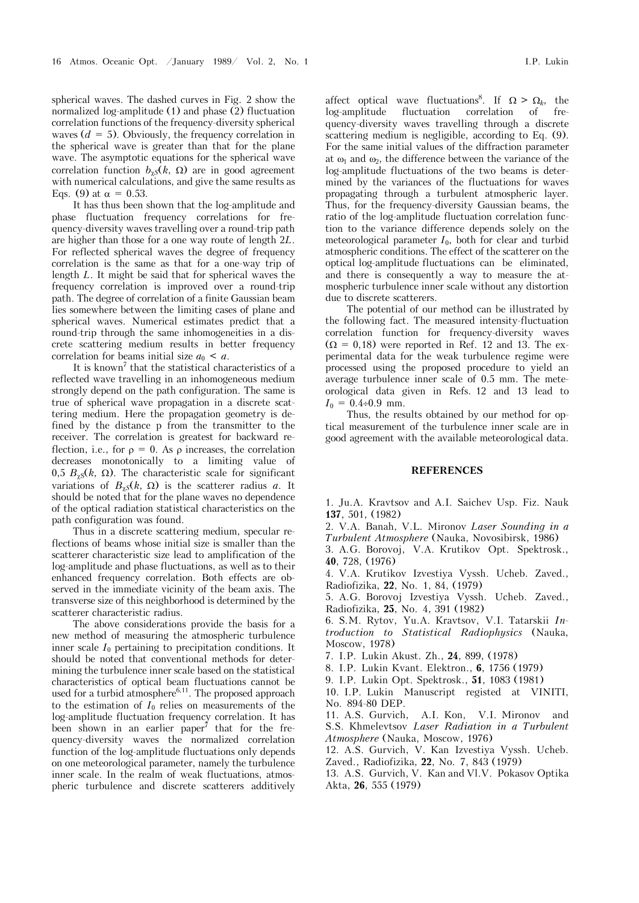spherical waves. The dashed curves in Fig. 2 show the normalized log-amplitude (1) and phase (2) fluctuation correlation functions of the frequency-diversity spherical waves ($d = 5$). Obviously, the frequency correlation in the spherical wave is greater than that for the plane wave. The asymptotic equations for the spherical wave correlation function $b_{\chi S}(k, \Omega)$ are in good agreement with numerical calculations, and give the same results as Eqs. (9) at $\alpha = 0.53$.

It has thus been shown that the log-amplitude and phase fluctuation frequency correlations for frequency-diversity waves travelling over a round-trip path are higher than those for a one way route of length $2L$. For reflected spherical waves the degree of frequency correlation is the same as that for a one-way trip of length $L$. It might be said that for spherical waves the frequency correlation is improved over a round-trip path. The degree of correlation of a finite Gaussian beam lies somewhere between the limiting cases of plane and spherical waves. Numerical estimates predict that a round-trip through the same inhomogeneities in a discrete scattering medium results in better frequency correlation for beams initial size $a_0 < a$.

It is known[7] that the statistical characteristics of a reflected wave travelling in an inhomogeneous medium strongly depend on the path configuration. The same is true of spherical wave propagation in a discrete scattering medium. Here the propagation geometry is defined by the distance p from the transmitter to the receiver. The correlation is greatest for backward reflection, i.e., for $\rho = 0$. As $\rho$ increases, the correlation decreases monotonically to a limiting value of $0{,}5\ B_{\chi S}(k, \Omega)$. The characteristic scale for significant variations of $B_{\chi S}(k, \Omega)$ is the scatterer radius $a$. It should be noted that for the plane waves no dependence of the optical radiation statistical characteristics on the path configuration was found.

Thus in a discrete scattering medium, specular reflections of beams whose initial size is smaller than the scatterer characteristic size lead to amplification of the log-amplitude and phase fluctuations, as well as to their enhanced frequency correlation. Both effects are observed in the immediate vicinity of the beam axis. The transverse size of this neighborhood is determined by the scatterer characteristic radius.

The above considerations provide the basis for a new method of measuring the atmospheric turbulence inner scale $I_0$ pertaining to precipitation conditions. It should be noted that conventional methods for determining the turbulence inner scale based on the statistical characteristics of optical beam fluctuations cannot be used for a turbid atmosphere[6,11]. The proposed approach to the estimation of $I_0$ relies on measurements of the log-amplitude fluctuation frequency correlation. It has been shown in an earlier paper[7] that for the frequency-diversity waves the normalized correlation function of the log-amplitude fluctuations only depends on one meteorological parameter, namely the turbulence inner scale. In the realm of weak fluctuations, atmospheric turbulence and discrete scatterers additively affect optical wave fluctuations[8]. If $\Omega > \Omega_k$, the log-amplitude fluctuation correlation of frequency-diversity waves travelling through a discrete scattering medium is negligible, according to Eq. (9). For the same initial values of the diffraction parameter at $\omega_1$ and $\omega_2$, the difference between the variance of the log-amplitude fluctuations of the two beams is determined by the variances of the fluctuations for waves propagating through a turbulent atmospheric layer. Thus, for the frequency-diversity Gaussian beams, the ratio of the log-amplitude fluctuation correlation function to the variance difference depends solely on the meteorological parameter $I_0$, both for clear and turbid atmospheric conditions. The effect of the scatterer on the optical log-amplitude fluctuations can be eliminated, and there is consequently a way to measure the atmospheric turbulence inner scale without any distortion due to discrete scatterers.

The potential of our method can be illustrated by the following fact. The measured intensity-fluctuation correlation function for frequency-diversity waves ($\Omega = 0{,}18$) were reported in Ref. 12 and 13. The experimental data for the weak turbulence regime were processed using the proposed procedure to yield an average turbulence inner scale of 0.5 mm. The meteorological data given in Refs. 12 and 13 lead to $I_0 = 0.4 \div 0.9$ mm.

Thus, the results obtained by our method for optical measurement of the turbulence inner scale are in good agreement with the available meteorological data.

## REFERENCES

1. Ju.A. Kravtsov and A.I. Saichev Usp. Fiz. Nauk **137**, 501, (1982)
2. V.A. Banah, V.L. Mironov *Laser Sounding in a Turbulent Atmosphere* (Nauka, Novosibirsk, 1986)
3. A.G. Borovoj, V.A. Krutikov Opt. Spektrosk., **40**, 728, (1976)
4. V.A. Krutikov Izvestiya Vyssh. Ucheb. Zaved., Radiofizika, **22**, No. 1, 84, (1979)
5. A.G. Borovoj Izvestiya Vyssh. Ucheb. Zaved., Radiofizika, **25**, No. 4, 391 (1982)
6. S.M. Rytov, Yu.A. Kravtsov, V.I. Tatarskii *Introduction to Statistical Radiophysics* (Nauka, Moscow, 1978)
7. I.P. Lukin Akust. Zh., **24**, 899, (1978)
8. I.P. Lukin Kvant. Elektron., **6**, 1756 (1979)
9. I.P. Lukin Opt. Spektrosk., **51**, 1083 (1981)
10. I.P. Lukin Manuscript registed at VINITI, No. 894-80 DEP.
11. A.S. Gurvich, A.I. Kon, V.I. Mironov and S.S. Khmelevtsov *Laser Radiation in a Turbulent Atmosphere* (Nauka, Moscow, 1976)
12. A.S. Gurvich, V. Kan Izvestiya Vyssh. Ucheb. Zaved., Radiofizika, **22**, No. 7, 843 (1979)
13. A.S. Gurvich, V. Kan and Vl.V. Pokasov Optika Akta, **26**, 555 (1979)